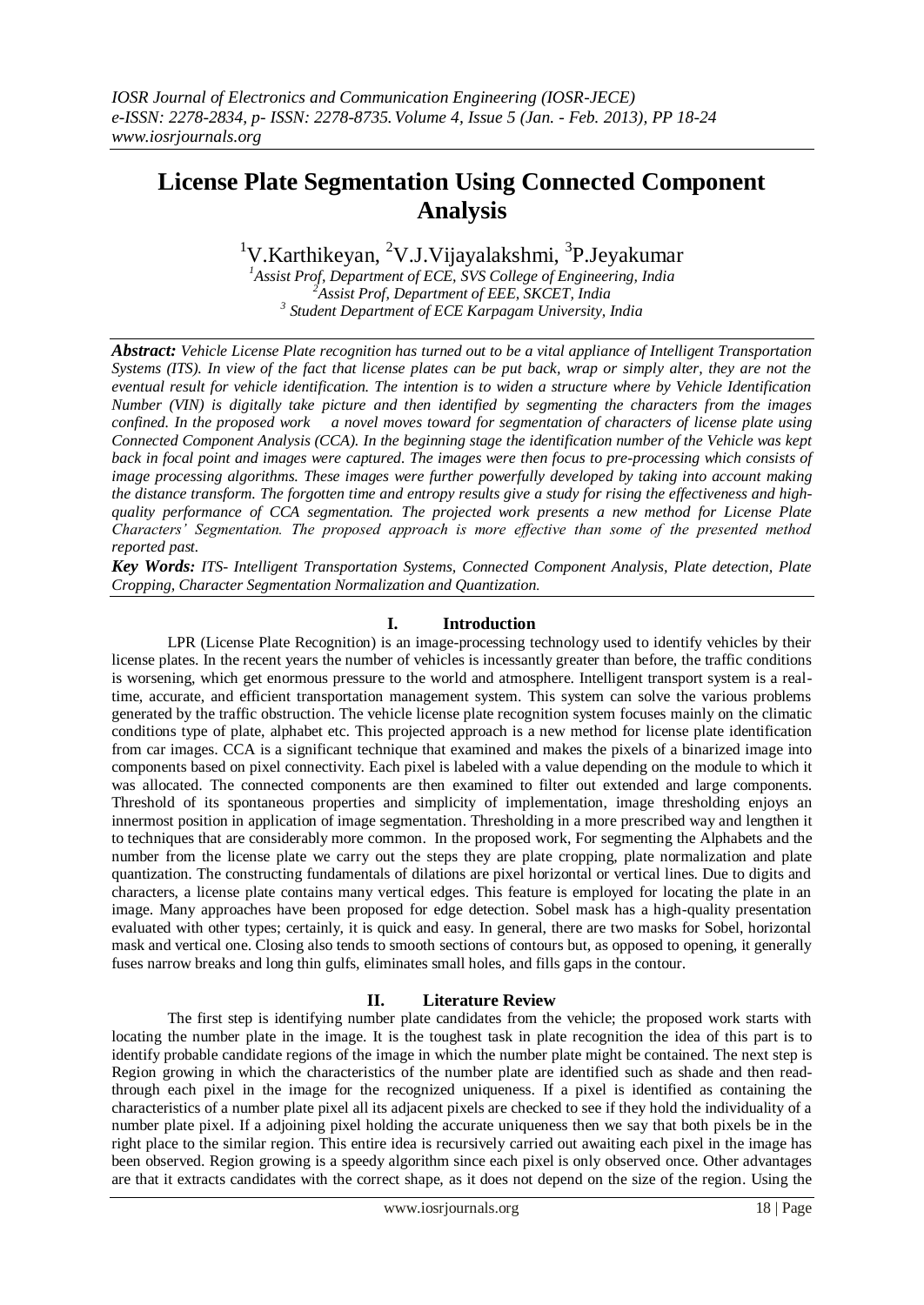# License Plate Segmentation Using Connected Component Analysis

[1]V.Karthikeyan, [2]V.J.Vijayalakshmi, [3]P.Jeyakumar

*[1]Assist Prof, Department of ECE, SVS College of Engineering, India*
*[2]Assist Prof, Department of EEE, SKCET, India*
*[3] Student Department of ECE Karpagam University, India*

***Abstract:*** *Vehicle License Plate recognition has turned out to be a vital appliance of Intelligent Transportation Systems (ITS). In view of the fact that license plates can be put back, wrap or simply alter, they are not the eventual result for vehicle identification. The intention is to widen a structure where by Vehicle Identification Number (VIN) is digitally take picture and then identified by segmenting the characters from the images confined. In the proposed work a novel moves toward for segmentation of characters of license plate using Connected Component Analysis (CCA). In the beginning stage the identification number of the Vehicle was kept back in focal point and images were captured. The images were then focus to pre-processing which consists of image processing algorithms. These images were further powerfully developed by taking into account making the distance transform. The forgotten time and entropy results give a study for rising the effectiveness and high-quality performance of CCA segmentation. The projected work presents a new method for License Plate Characters' Segmentation. The proposed approach is more effective than some of the presented method reported past.*

***Key Words:*** *ITS- Intelligent Transportation Systems, Connected Component Analysis, Plate detection, Plate Cropping, Character Segmentation Normalization and Quantization.*

## I. Introduction

LPR (License Plate Recognition) is an image-processing technology used to identify vehicles by their license plates. In the recent years the number of vehicles is incessantly greater than before, the traffic conditions is worsening, which get enormous pressure to the world and atmosphere. Intelligent transport system is a real-time, accurate, and efficient transportation management system. This system can solve the various problems generated by the traffic obstruction. The vehicle license plate recognition system focuses mainly on the climatic conditions type of plate, alphabet etc. This projected approach is a new method for license plate identification from car images. CCA is a significant technique that examined and makes the pixels of a binarized image into components based on pixel connectivity. Each pixel is labeled with a value depending on the module to which it was allocated. The connected components are then examined to filter out extended and large components. Threshold of its spontaneous properties and simplicity of implementation, image thresholding enjoys an innermost position in application of image segmentation. Thresholding in a more prescribed way and lengthen it to techniques that are considerably more common. In the proposed work, For segmenting the Alphabets and the number from the license plate we carry out the steps they are plate cropping, plate normalization and plate quantization. The constructing fundamentals of dilations are pixel horizontal or vertical lines. Due to digits and characters, a license plate contains many vertical edges. This feature is employed for locating the plate in an image. Many approaches have been proposed for edge detection. Sobel mask has a high-quality presentation evaluated with other types; certainly, it is quick and easy. In general, there are two masks for Sobel, horizontal mask and vertical one. Closing also tends to smooth sections of contours but, as opposed to opening, it generally fuses narrow breaks and long thin gulfs, eliminates small holes, and fills gaps in the contour.

## II. Literature Review

The first step is identifying number plate candidates from the vehicle; the proposed work starts with locating the number plate in the image. It is the toughest task in plate recognition the idea of this part is to identify probable candidate regions of the image in which the number plate might be contained. The next step is Region growing in which the characteristics of the number plate are identified such as shade and then read-through each pixel in the image for the recognized uniqueness. If a pixel is identified as containing the characteristics of a number plate pixel all its adjacent pixels are checked to see if they hold the individuality of a number plate pixel. If a adjoining pixel holding the accurate uniqueness then we say that both pixels be in the right place to the similar region. This entire idea is recursively carried out awaiting each pixel in the image has been observed. Region growing is a speedy algorithm since each pixel is only observed once. Other advantages are that it extracts candidates with the correct shape, as it does not depend on the size of the region. Using the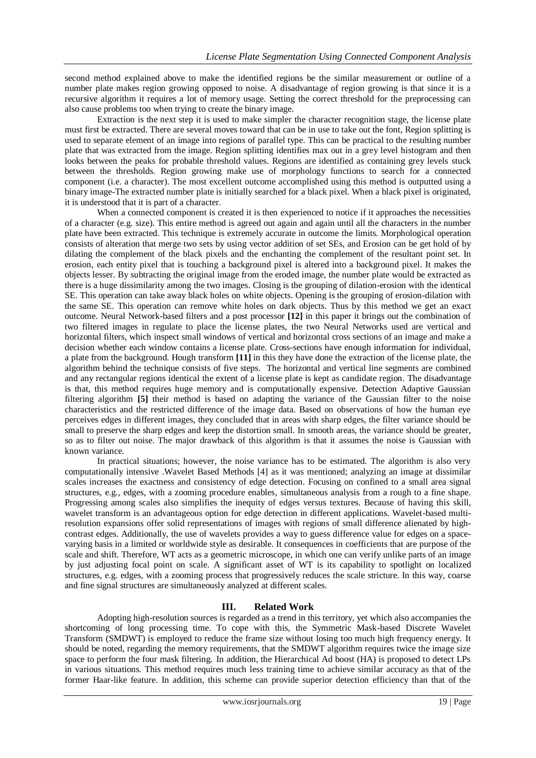second method explained above to make the identified regions be the similar measurement or outline of a number plate makes region growing opposed to noise. A disadvantage of region growing is that since it is a recursive algorithm it requires a lot of memory usage. Setting the correct threshold for the preprocessing can also cause problems too when trying to create the binary image.

Extraction is the next step it is used to make simpler the character recognition stage, the license plate must first be extracted. There are several moves toward that can be in use to take out the font, Region splitting is used to separate element of an image into regions of parallel type. This can be practical to the resulting number plate that was extracted from the image. Region splitting identifies max out in a grey level histogram and then looks between the peaks for probable threshold values. Regions are identified as containing grey levels stuck between the thresholds. Region growing make use of morphology functions to search for a connected component (i.e. a character). The most excellent outcome accomplished using this method is outputted using a binary image-The extracted number plate is initially searched for a black pixel. When a black pixel is originated, it is understood that it is part of a character.

When a connected component is created it is then experienced to notice if it approaches the necessities of a character (e.g. size). This entire method is agreed out again and again until all the characters in the number plate have been extracted. This technique is extremely accurate in outcome the limits. Morphological operation consists of alteration that merge two sets by using vector addition of set SEs, and Erosion can be get hold of by dilating the complement of the black pixels and the enchanting the complement of the resultant point set. In erosion, each entity pixel that is touching a background pixel is altered into a background pixel. It makes the objects lesser. By subtracting the original image from the eroded image, the number plate would be extracted as there is a huge dissimilarity among the two images. Closing is the grouping of dilation-erosion with the identical SE. This operation can take away black holes on white objects. Opening is the grouping of erosion-dilation with the same SE. This operation can remove white holes on dark objects. Thus by this method we get an exact outcome. Neural Network-based filters and a post processor **[12]** in this paper it brings out the combination of two filtered images in regulate to place the license plates, the two Neural Networks used are vertical and horizontal filters, which inspect small windows of vertical and horizontal cross sections of an image and make a decision whether each window contains a license plate. Cross-sections have enough information for individual, a plate from the background. Hough transform **[11]** in this they have done the extraction of the license plate, the algorithm behind the technique consists of five steps. The horizontal and vertical line segments are combined and any rectangular regions identical the extent of a license plate is kept as candidate region. The disadvantage is that, this method requires huge memory and is computationally expensive. Detection Adaptive Gaussian filtering algorithm **[5]** their method is based on adapting the variance of the Gaussian filter to the noise characteristics and the restricted difference of the image data. Based on observations of how the human eye perceives edges in different images, they concluded that in areas with sharp edges, the filter variance should be small to preserve the sharp edges and keep the distortion small. In smooth areas, the variance should be greater, so as to filter out noise. The major drawback of this algorithm is that it assumes the noise is Gaussian with known variance.

In practical situations; however, the noise variance has to be estimated. The algorithm is also very computationally intensive .Wavelet Based Methods [4] as it was mentioned; analyzing an image at dissimilar scales increases the exactness and consistency of edge detection. Focusing on confined to a small area signal structures, e.g., edges, with a zooming procedure enables, simultaneous analysis from a rough to a fine shape. Progressing among scales also simplifies the inequity of edges versus textures. Because of having this skill, wavelet transform is an advantageous option for edge detection in different applications. Wavelet-based multi-resolution expansions offer solid representations of images with regions of small difference alienated by high-contrast edges. Additionally, the use of wavelets provides a way to guess difference value for edges on a space-varying basis in a limited or worldwide style as desirable. It consequences in coefficients that are purpose of the scale and shift. Therefore, WT acts as a geometric microscope, in which one can verify unlike parts of an image by just adjusting focal point on scale. A significant asset of WT is its capability to spotlight on localized structures, e.g. edges, with a zooming process that progressively reduces the scale stricture. In this way, coarse and fine signal structures are simultaneously analyzed at different scales.

## III. Related Work

Adopting high-resolution sources is regarded as a trend in this territory, yet which also accompanies the shortcoming of long processing time. To cope with this, the Symmetric Mask-based Discrete Wavelet Transform (SMDWT) is employed to reduce the frame size without losing too much high frequency energy. It should be noted, regarding the memory requirements, that the SMDWT algorithm requires twice the image size space to perform the four mask filtering. In addition, the Hierarchical Ad boost (HA) is proposed to detect LPs in various situations. This method requires much less training time to achieve similar accuracy as that of the former Haar-like feature. In addition, this scheme can provide superior detection efficiency than that of the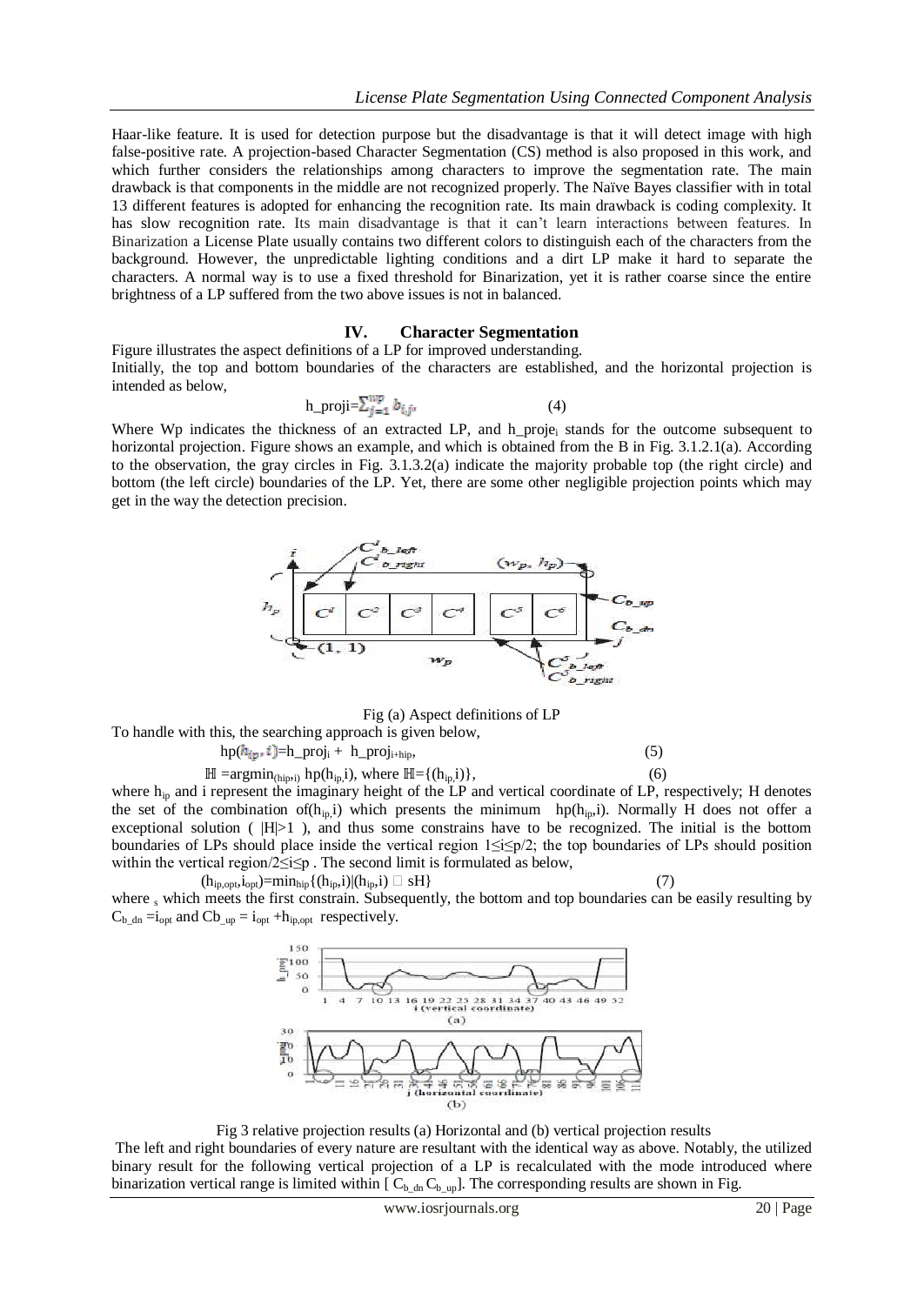Haar-like feature. It is used for detection purpose but the disadvantage is that it will detect image with high false-positive rate. A projection-based Character Segmentation (CS) method is also proposed in this work, and which further considers the relationships among characters to improve the segmentation rate. The main drawback is that components in the middle are not recognized properly. The Naïve Bayes classifier with in total 13 different features is adopted for enhancing the recognition rate. Its main drawback is coding complexity. It has slow recognition rate. Its main disadvantage is that it can't learn interactions between features. In Binarization a License Plate usually contains two different colors to distinguish each of the characters from the background. However, the unpredictable lighting conditions and a dirt LP make it hard to separate the characters. A normal way is to use a fixed threshold for Binarization, yet it is rather coarse since the entire brightness of a LP suffered from the two above issues is not in balanced.

## IV. Character Segmentation

Figure illustrates the aspect definitions of a LP for improved understanding.

Initially, the top and bottom boundaries of the characters are established, and the horizontal projection is intended as below,

$$h\_proj_i = \sum_{j=1}^{wp} b_{i,j}, \tag{4}$$

Where Wp indicates the thickness of an extracted LP, and $h\_proje_i$ stands for the outcome subsequent to horizontal projection. Figure shows an example, and which is obtained from the B in Fig. 3.1.2.1(a). According to the observation, the gray circles in Fig. 3.1.3.2(a) indicate the majority probable top (the right circle) and bottom (the left circle) boundaries of the LP. Yet, there are some other negligible projection points which may get in the way the detection precision.

Fig (a) Aspect definitions of LP

To handle with this, the searching approach is given below,

$$hp(h_{ip}, i) = h\_proj_i + h\_proj_{i+hip}, \tag{5}$$

$$\mathbb{H} = \mathrm{argmin}_{(hip,i)}\ hp(h_{ip}, i), \text{ where } \mathbb{H} = \{(h_{ip}, i)\}, \tag{6}$$

where $h_{ip}$ and i represent the imaginary height of the LP and vertical coordinate of LP, respectively; H denotes the set of the combination of$(h_{ip}, i)$ which presents the minimum $hp(h_{ip}, i)$. Normally H does not offer a exceptional solution ( $|H|>1$ ), and thus some constrains have to be recognized. The initial is the bottom boundaries of LPs should place inside the vertical region $1 \leq i \leq p/2$; the top boundaries of LPs should position within the vertical region$/2 \leq i \leq p$ . The second limit is formulated as below,

$$(h_{ip,opt}, i_{opt}) = \min_{hip}\{(h_{ip}, i) | (h_{ip}, i) \in sH\} \tag{7}$$

where $_s$ which meets the first constrain. Subsequently, the bottom and top boundaries can be easily resulting by $C_{b\_dn} = i_{opt}$ and $Cb_{\_up} = i_{opt} + h_{ip,opt}$ respectively.

Fig 3 relative projection results (a) Horizontal and (b) vertical projection results

The left and right boundaries of every nature are resultant with the identical way as above. Notably, the utilized binary result for the following vertical projection of a LP is recalculated with the mode introduced where binarization vertical range is limited within [ $C_{b\_dn}$ $C_{b\_up}$]. The corresponding results are shown in Fig.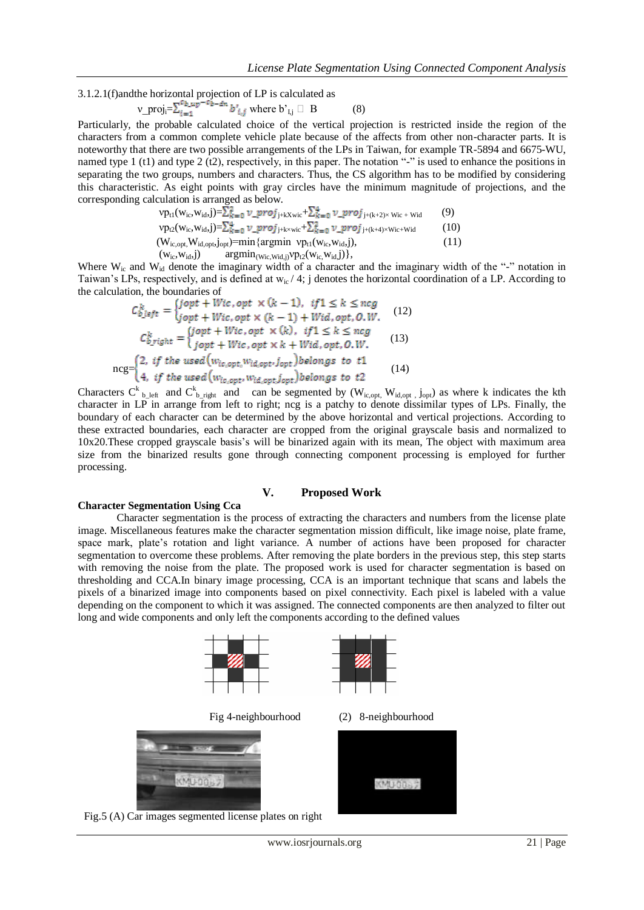3.1.2.1(f)andthe horizontal projection of LP is calculated as

$$v\_proj_i = \sum_{i=1}^{c_{b\_up}-c_{b\_dn}} b'_{i,j} \text{ where } b'_{i,j} \in B \quad (8)$$

Particularly, the probable calculated choice of the vertical projection is restricted inside the region of the characters from a common complete vehicle plate because of the affects from other non-character parts. It is noteworthy that there are two possible arrangements of the LPs in Taiwan, for example TR-5894 and 6675-WU, named type 1 (t1) and type 2 (t2), respectively, in this paper. The notation "-" is used to enhance the positions in separating the two groups, numbers and characters. Thus, the CS algorithm has to be modified by considering this characteristic. As eight points with gray circles have the minimum magnitude of projections, and the corresponding calculation is arranged as below.

$$vp_{t1}(w_{ic},w_{id},j) = \sum_{k=0}^{2} v\_proj_{j+kXwic} + \sum_{k=0}^{4} v\_proj_{j+(k+2)\times Wic + Wid} \quad (9)$$

$$vp_{t2}(w_{ic},w_{id},j) = \sum_{k=0}^{4} v\_proj_{j+k\times wic} + \sum_{k=0}^{2} v\_proj_{j+(k+4)\times Wic+Wid} \quad (10)$$

$$(W_{ic,opt},W_{id,opt},j_{opt}) = \min\{\operatorname{argmin}_{(w_{ic},w_{id},j)} vp_{t1}(w_{ic},w_{id},j), \operatorname{argmin}_{(Wic,Wid,j)} vp_{t2}(w_{ic},w_{id},j)\}, \quad (11)$$

Where $W_{ic}$ and $W_{id}$ denote the imaginary width of a character and the imaginary width of the "-" notation in Taiwan's LPs, respectively, and is defined at $w_{ic} / 4$; j denotes the horizontal coordination of a LP. According to the calculation, the boundaries of

$$C^k_{b\_left} = \begin{cases} jopt + Wic,opt \times (k-1), & if 1 \le k \le ncg \\ jopt + Wic,opt \times (k-1) + Wid,opt, & O.W. \end{cases} \quad (12)$$

$$C^k_{b\_right} = \begin{cases} jopt + Wic,opt \times (k), & if 1 \le k \le ncg \\ jopt + Wic,opt \times k + Wid,opt, & O.W. \end{cases} \quad (13)$$

$$ncg = \begin{cases} 2, & if\ the\ used\ (w_{ic,opt}, w_{id,opt}, j_{opt})\ belongs\ to\ t1 \\ 4, & if\ the\ used\ (w_{ic,opt}, w_{id,opt}, j_{opt})\ belongs\ to\ t2 \end{cases} \quad (14)$$

Characters $C^k_{b\_left}$ and $C^k_{b\_right}$ and can be segmented by ($W_{ic,opt}$, $W_{id,opt}$, $j_{opt}$) as where k indicates the kth character in LP in arrange from left to right; ncg is a patchy to denote dissimilar types of LPs. Finally, the boundary of each character can be determined by the above horizontal and vertical projections. According to these extracted boundaries, each character are cropped from the original grayscale basis and normalized to 10x20.These cropped grayscale basis's will be binarized again with its mean, The object with maximum area size from the binarized results gone through connecting component processing is employed for further processing.

## V. Proposed Work

**Character Segmentation Using Cca**

Character segmentation is the process of extracting the characters and numbers from the license plate image. Miscellaneous features make the character segmentation mission difficult, like image noise, plate frame, space mark, plate's rotation and light variance. A number of actions have been proposed for character segmentation to overcome these problems. After removing the plate borders in the previous step, this step starts with removing the noise from the plate. The proposed work is used for character segmentation is based on thresholding and CCA.In binary image processing, CCA is an important technique that scans and labels the pixels of a binarized image into components based on pixel connectivity. Each pixel is labeled with a value depending on the component to which it was assigned. The connected components are then analyzed to filter out long and wide components and only left the components according to the defined values

Fig 4-neighbourhood (2) 8-neighbourhood

Fig.5 (A) Car images segmented license plates on right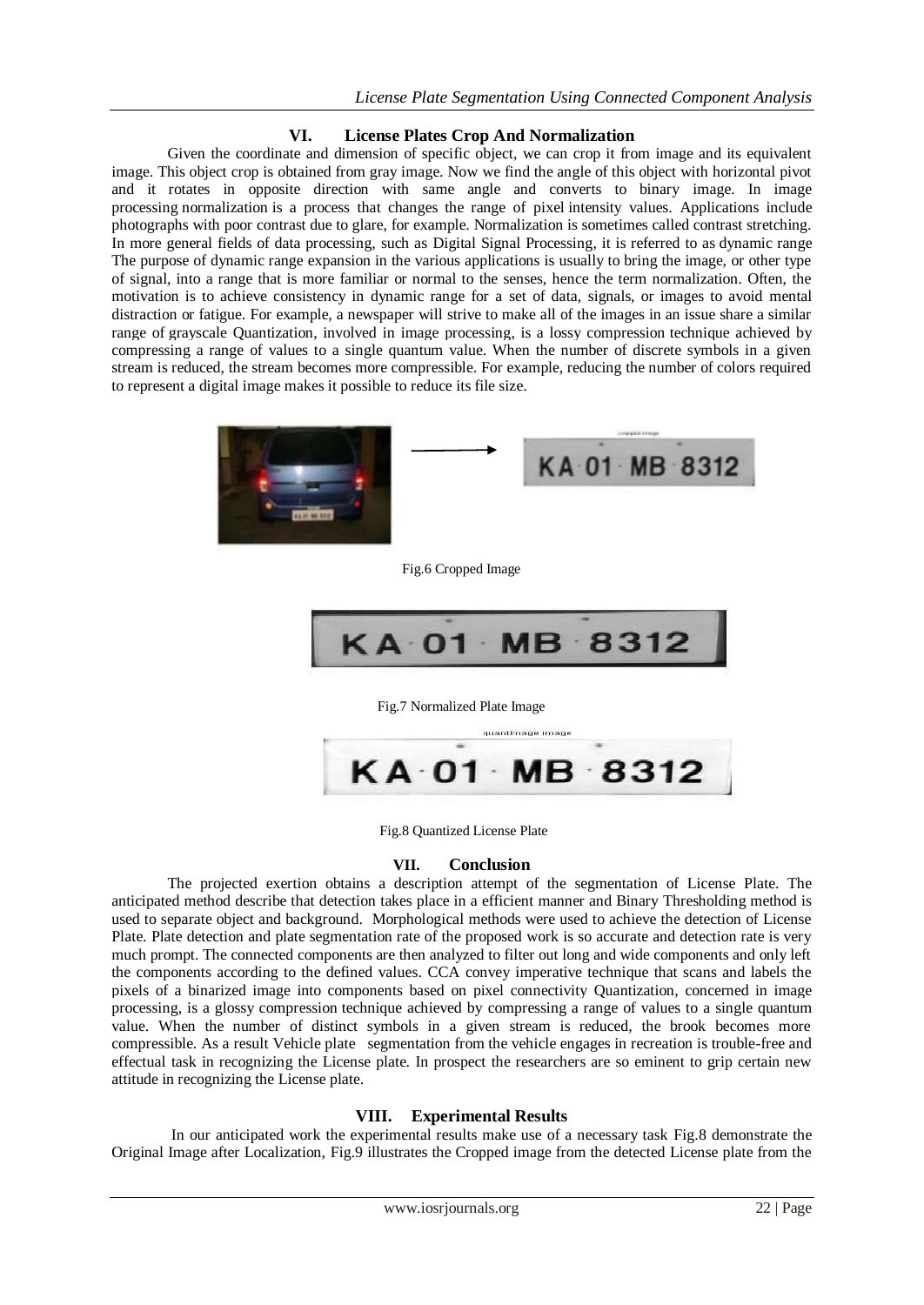### VI. License Plates Crop And Normalization

Given the coordinate and dimension of specific object, we can crop it from image and its equivalent image. This object crop is obtained from gray image. Now we find the angle of this object with horizontal pivot and it rotates in opposite direction with same angle and converts to binary image. In image processing normalization is a process that changes the range of pixel intensity values. Applications include photographs with poor contrast due to glare, for example. Normalization is sometimes called contrast stretching. In more general fields of data processing, such as Digital Signal Processing, it is referred to as dynamic range The purpose of dynamic range expansion in the various applications is usually to bring the image, or other type of signal, into a range that is more familiar or normal to the senses, hence the term normalization. Often, the motivation is to achieve consistency in dynamic range for a set of data, signals, or images to avoid mental distraction or fatigue. For example, a newspaper will strive to make all of the images in an issue share a similar range of grayscale Quantization, involved in image processing, is a lossy compression technique achieved by compressing a range of values to a single quantum value. When the number of discrete symbols in a given stream is reduced, the stream becomes more compressible. For example, reducing the number of colors required to represent a digital image makes it possible to reduce its file size.

Fig.6 Cropped Image

Fig.7 Normalized Plate Image

Fig.8 Quantized License Plate

### VII. Conclusion

The projected exertion obtains a description attempt of the segmentation of License Plate. The anticipated method describe that detection takes place in a efficient manner and Binary Thresholding method is used to separate object and background. Morphological methods were used to achieve the detection of License Plate. Plate detection and plate segmentation rate of the proposed work is so accurate and detection rate is very much prompt. The connected components are then analyzed to filter out long and wide components and only left the components according to the defined values. CCA convey imperative technique that scans and labels the pixels of a binarized image into components based on pixel connectivity Quantization, concerned in image processing, is a glossy compression technique achieved by compressing a range of values to a single quantum value. When the number of distinct symbols in a given stream is reduced, the brook becomes more compressible. As a result Vehicle plate segmentation from the vehicle engages in recreation is trouble-free and effectual task in recognizing the License plate. In prospect the researchers are so eminent to grip certain new attitude in recognizing the License plate.

### VIII. Experimental Results

In our anticipated work the experimental results make use of a necessary task Fig.8 demonstrate the Original Image after Localization, Fig.9 illustrates the Cropped image from the detected License plate from the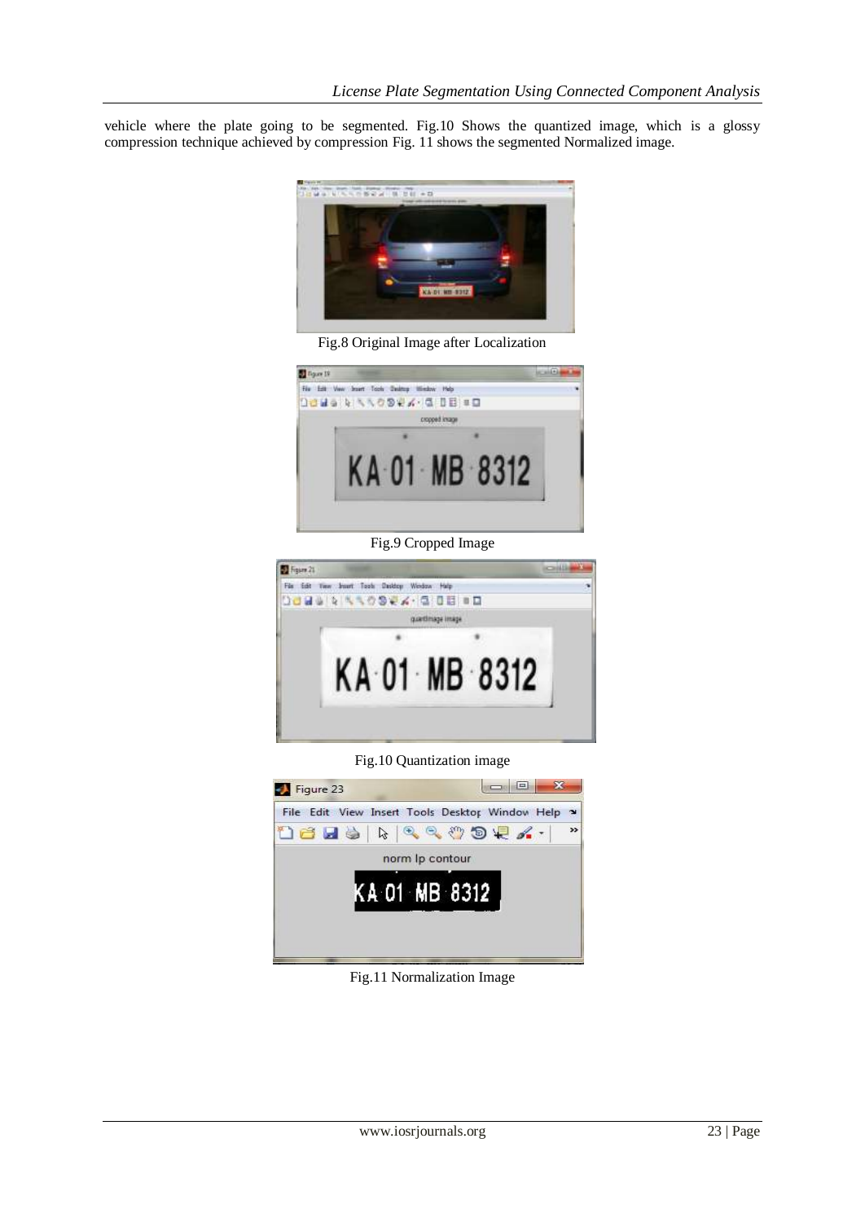vehicle where the plate going to be segmented. Fig.10 Shows the quantized image, which is a glossy compression technique achieved by compression Fig. 11 shows the segmented Normalized image.

Fig.8 Original Image after Localization

Fig.9 Cropped Image

Fig.10 Quantization image

Fig.11 Normalization Image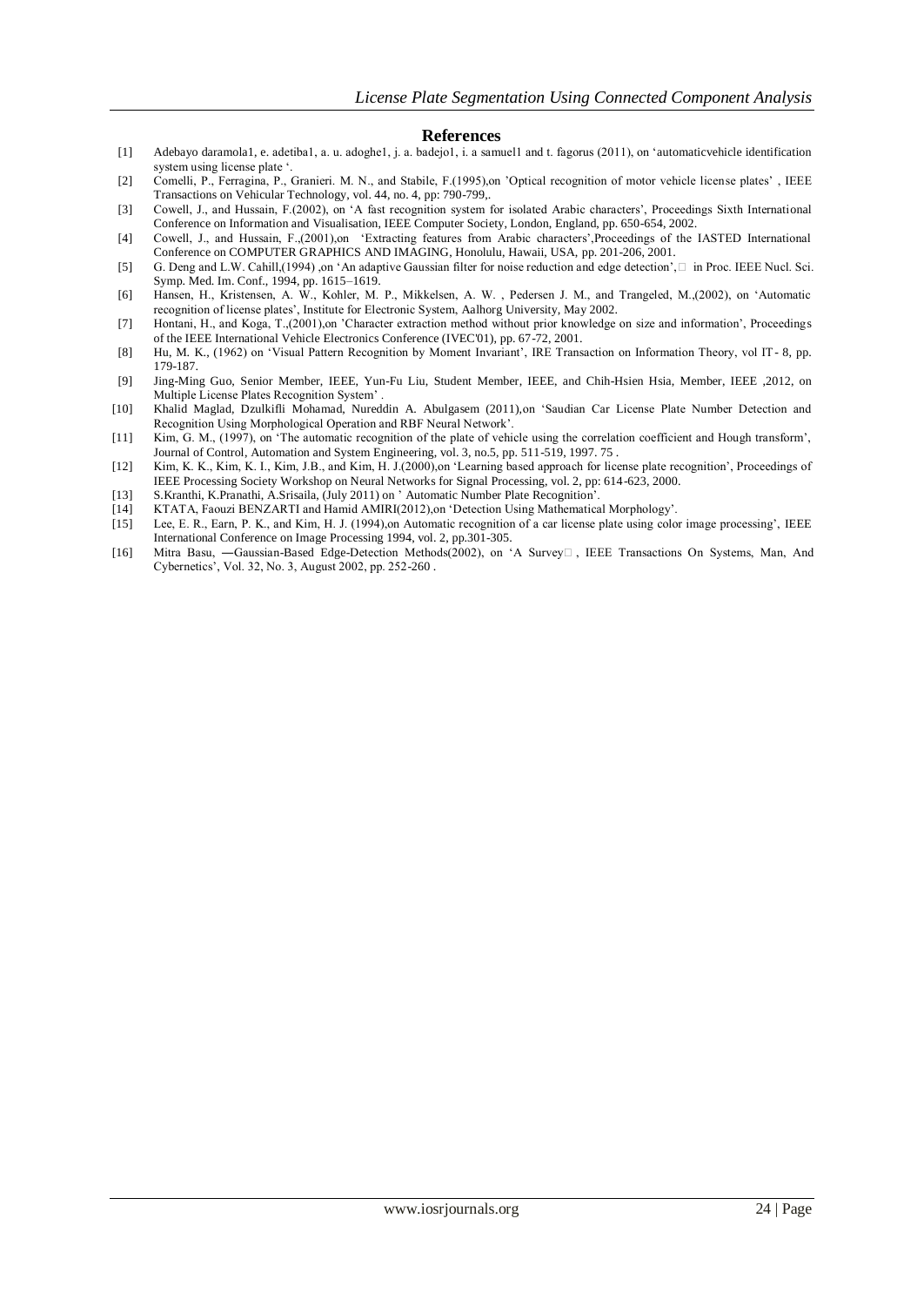## References

[1] Adebayo daramola1, e. adetiba1, a. u. adoghe1, j. a. badejo1, i. a samuel1 and t. fagorus (2011), on 'automaticvehicle identification system using license plate '.

[2] Comelli, P., Ferragina, P., Granieri. M. N., and Stabile, F.(1995),on 'Optical recognition of motor vehicle license plates' , IEEE Transactions on Vehicular Technology, vol. 44, no. 4, pp: 790-799,.

[3] Cowell, J., and Hussain, F.(2002), on 'A fast recognition system for isolated Arabic characters', Proceedings Sixth International Conference on Information and Visualisation, IEEE Computer Society, London, England, pp. 650-654, 2002.

[4] Cowell, J., and Hussain, F.,(2001),on 'Extracting features from Arabic characters',Proceedings of the IASTED International Conference on COMPUTER GRAPHICS AND IMAGING, Honolulu, Hawaii, USA, pp. 201-206, 2001.

[5] G. Deng and L.W. Cahill,(1994) ,on 'An adaptive Gaussian filter for noise reduction and edge detection',  in Proc. IEEE Nucl. Sci. Symp. Med. Im. Conf., 1994, pp. 1615–1619.

[6] Hansen, H., Kristensen, A. W., Kohler, M. P., Mikkelsen, A. W. , Pedersen J. M., and Trangeled, M.,(2002), on 'Automatic recognition of license plates', Institute for Electronic System, Aalhorg University, May 2002.

[7] Hontani, H., and Koga, T.,(2001),on 'Character extraction method without prior knowledge on size and information', Proceedings of the IEEE International Vehicle Electronics Conference (IVEC'01), pp. 67-72, 2001.

[8] Hu, M. K., (1962) on 'Visual Pattern Recognition by Moment Invariant', IRE Transaction on Information Theory, vol IT- 8, pp. 179-187.

[9] Jing-Ming Guo, Senior Member, IEEE, Yun-Fu Liu, Student Member, IEEE, and Chih-Hsien Hsia, Member, IEEE ,2012, on Multiple License Plates Recognition System' .

[10] Khalid Maglad, Dzulkifli Mohamad, Nureddin A. Abulgasem (2011),on 'Saudian Car License Plate Number Detection and Recognition Using Morphological Operation and RBF Neural Network'.

[11] Kim, G. M., (1997), on 'The automatic recognition of the plate of vehicle using the correlation coefficient and Hough transform', Journal of Control, Automation and System Engineering, vol. 3, no.5, pp. 511-519, 1997. 75 .

[12] Kim, K. K., Kim, K. I., Kim, J.B., and Kim, H. J.(2000),on 'Learning based approach for license plate recognition', Proceedings of IEEE Processing Society Workshop on Neural Networks for Signal Processing, vol. 2, pp: 614-623, 2000.

[13] S.Kranthi, K.Pranathi, A.Srisaila, (July 2011) on ' Automatic Number Plate Recognition'.

[14] KTATA, Faouzi BENZARTI and Hamid AMIRI(2012),on 'Detection Using Mathematical Morphology'.

[15] Lee, E. R., Earn, P. K., and Kim, H. J. (1994),on Automatic recognition of a car license plate using color image processing', IEEE International Conference on Image Processing 1994, vol. 2, pp.301-305.

[16] Mitra Basu, ―Gaussian-Based Edge-Detection Methods(2002), on 'A Survey , IEEE Transactions On Systems, Man, And Cybernetics', Vol. 32, No. 3, August 2002, pp. 252-260 .